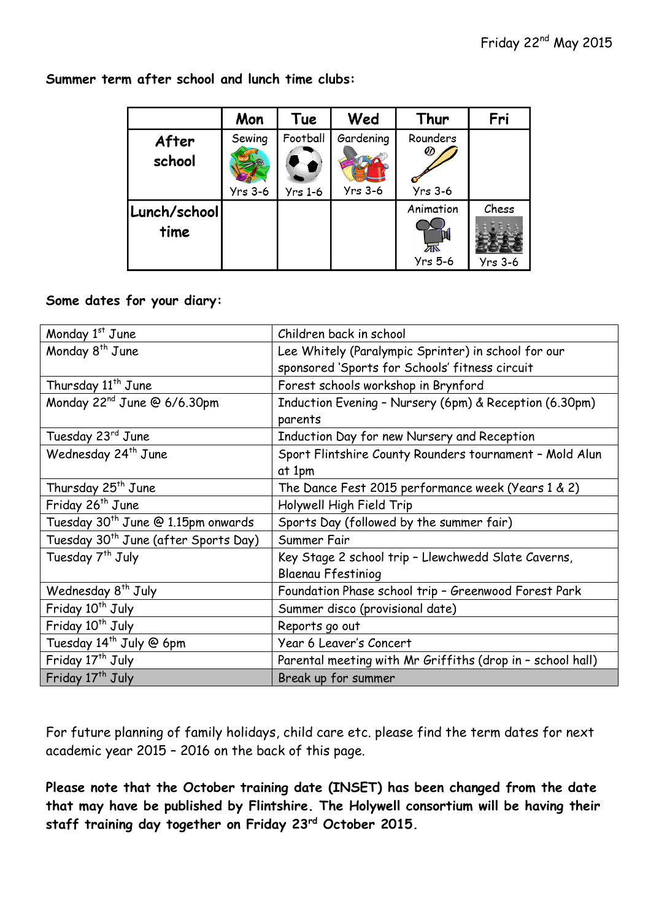Friday 22nd May 2015

**Summer term after school and lunch time clubs:**

| | Mon | Tue | Wed | Thur | Fri |
|---|---|---|---|---|---|
| **After school** | Sewing Yrs 3-6 | Football Yrs 1-6 | Gardening Yrs 3-6 | Rounders Yrs 3-6 | |
| **Lunch/school time** | | | | Animation Yrs 5-6 | Chess Yrs 3-6 |

**Some dates for your diary:**

| | |
|---|---|
| Monday 1st June | Children back in school |
| Monday 8th June | Lee Whitely (Paralympic Sprinter) in school for our sponsored 'Sports for Schools' fitness circuit |
| Thursday 11th June | Forest schools workshop in Brynford |
| Monday 22nd June @ 6/6.30pm | Induction Evening – Nursery (6pm) & Reception (6.30pm) parents |
| Tuesday 23rd June | Induction Day for new Nursery and Reception |
| Wednesday 24th June | Sport Flintshire County Rounders tournament – Mold Alun at 1pm |
| Thursday 25th June | The Dance Fest 2015 performance week (Years 1 & 2) |
| Friday 26th June | Holywell High Field Trip |
| Tuesday 30th June @ 1.15pm onwards | Sports Day (followed by the summer fair) |
| Tuesday 30th June (after Sports Day) | Summer Fair |
| Tuesday 7th July | Key Stage 2 school trip – Llewchwedd Slate Caverns, Blaenau Ffestiniog |
| Wednesday 8th July | Foundation Phase school trip – Greenwood Forest Park |
| Friday 10th July | Summer disco (provisional date) |
| Friday 10th July | Reports go out |
| Tuesday 14th July @ 6pm | Year 6 Leaver's Concert |
| Friday 17th July | Parental meeting with Mr Griffiths (drop in – school hall) |
| Friday 17th July | Break up for summer |

For future planning of family holidays, child care etc. please find the term dates for next academic year 2015 – 2016 on the back of this page.

**Please note that the October training date (INSET) has been changed from the date that may have be published by Flintshire. The Holywell consortium will be having their staff training day together on Friday 23rd October 2015.**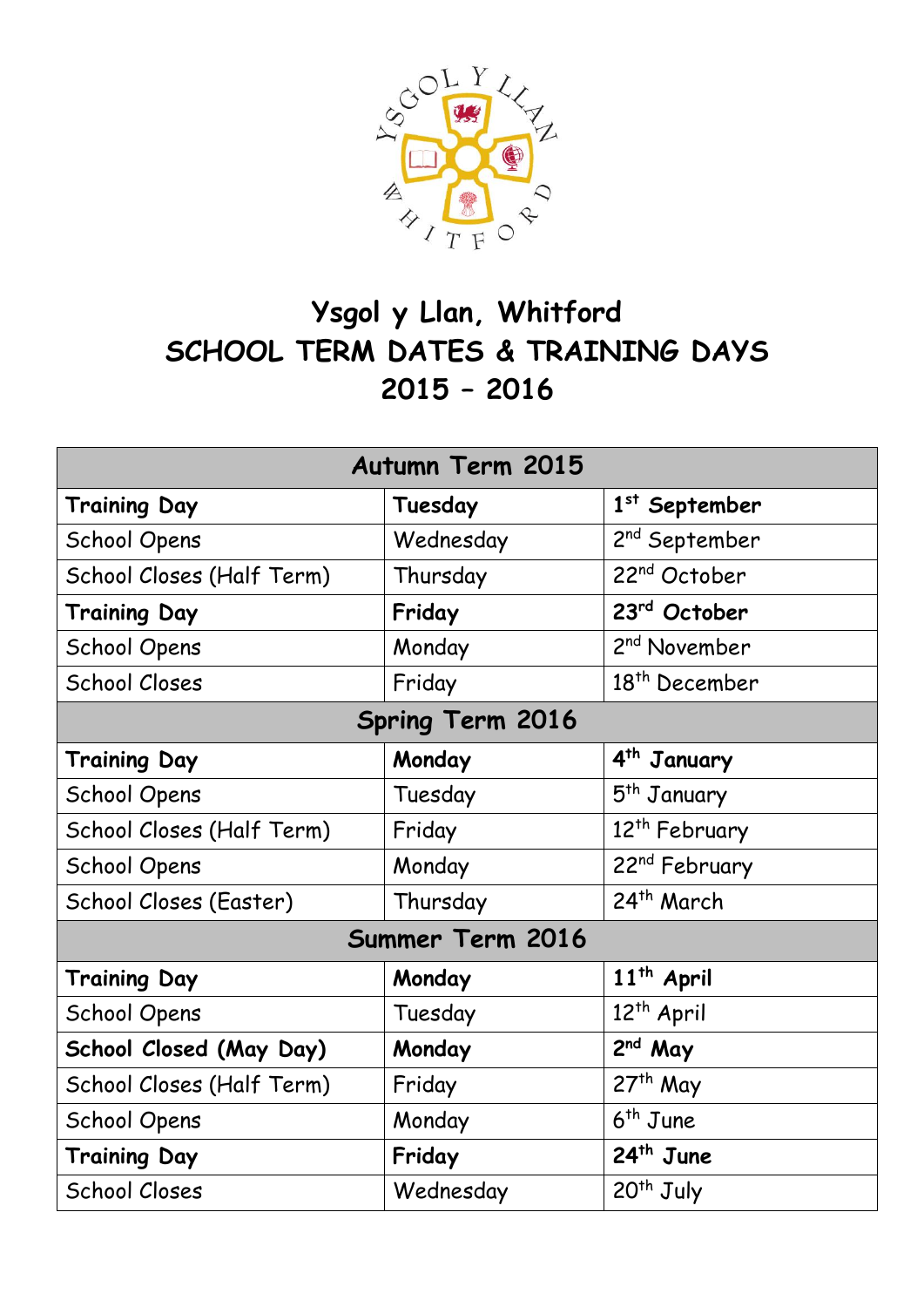# Ysgol y Llan, Whitford
## SCHOOL TERM DATES & TRAINING DAYS
## 2015 – 2016

| | | |
|---|---|---|
| **Autumn Term 2015** | | |
| **Training Day** | **Tuesday** | **1st September** |
| School Opens | Wednesday | 2nd September |
| School Closes (Half Term) | Thursday | 22nd October |
| **Training Day** | **Friday** | **23rd October** |
| School Opens | Monday | 2nd November |
| School Closes | Friday | 18th December |
| **Spring Term 2016** | | |
| **Training Day** | **Monday** | **4th January** |
| School Opens | Tuesday | 5th January |
| School Closes (Half Term) | Friday | 12th February |
| School Opens | Monday | 22nd February |
| School Closes (Easter) | Thursday | 24th March |
| **Summer Term 2016** | | |
| **Training Day** | **Monday** | **11th April** |
| School Opens | Tuesday | 12th April |
| **School Closed (May Day)** | **Monday** | **2nd May** |
| School Closes (Half Term) | Friday | 27th May |
| School Opens | Monday | 6th June |
| **Training Day** | **Friday** | **24th June** |
| School Closes | Wednesday | 20th July |